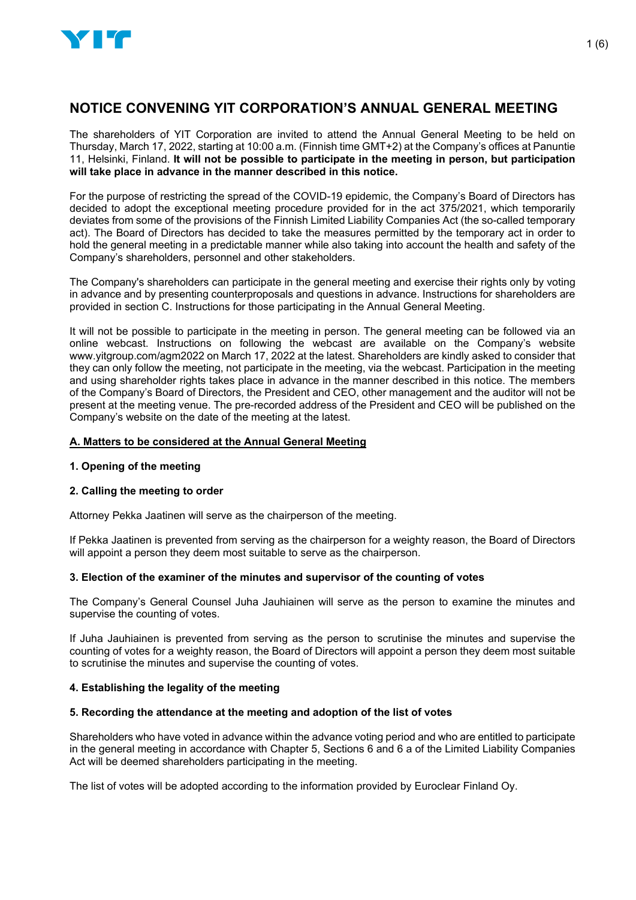# NOTICE CONVENING YIT CORPORATION'S ANNUAL GENERAL MEETING

The shareholders of YIT Corporation are invited to attend the Annual General Meeting to be held on Thursday, March 17, 2022, starting at 10:00 a.m. (Finnish time GMT+2) at the Company's offices at Panuntie 11, Helsinki, Finland. **It will not be possible to participate in the meeting in person, but participation will take place in advance in the manner described in this notice.**

For the purpose of restricting the spread of the COVID-19 epidemic, the Company's Board of Directors has decided to adopt the exceptional meeting procedure provided for in the act 375/2021, which temporarily deviates from some of the provisions of the Finnish Limited Liability Companies Act (the so-called temporary act). The Board of Directors has decided to take the measures permitted by the temporary act in order to hold the general meeting in a predictable manner while also taking into account the health and safety of the Company's shareholders, personnel and other stakeholders.

The Company's shareholders can participate in the general meeting and exercise their rights only by voting in advance and by presenting counterproposals and questions in advance. Instructions for shareholders are provided in section C. Instructions for those participating in the Annual General Meeting.

It will not be possible to participate in the meeting in person. The general meeting can be followed via an online webcast. Instructions on following the webcast are available on the Company's website www.yitgroup.com/agm2022 on March 17, 2022 at the latest. Shareholders are kindly asked to consider that they can only follow the meeting, not participate in the meeting, via the webcast. Participation in the meeting and using shareholder rights takes place in advance in the manner described in this notice. The members of the Company's Board of Directors, the President and CEO, other management and the auditor will not be present at the meeting venue. The pre-recorded address of the President and CEO will be published on the Company's website on the date of the meeting at the latest.

## A. Matters to be considered at the Annual General Meeting

### 1. Opening of the meeting

### 2. Calling the meeting to order

Attorney Pekka Jaatinen will serve as the chairperson of the meeting.

If Pekka Jaatinen is prevented from serving as the chairperson for a weighty reason, the Board of Directors will appoint a person they deem most suitable to serve as the chairperson.

### 3. Election of the examiner of the minutes and supervisor of the counting of votes

The Company's General Counsel Juha Jauhiainen will serve as the person to examine the minutes and supervise the counting of votes.

If Juha Jauhiainen is prevented from serving as the person to scrutinise the minutes and supervise the counting of votes for a weighty reason, the Board of Directors will appoint a person they deem most suitable to scrutinise the minutes and supervise the counting of votes.

### 4. Establishing the legality of the meeting

### 5. Recording the attendance at the meeting and adoption of the list of votes

Shareholders who have voted in advance within the advance voting period and who are entitled to participate in the general meeting in accordance with Chapter 5, Sections 6 and 6 a of the Limited Liability Companies Act will be deemed shareholders participating in the meeting.

The list of votes will be adopted according to the information provided by Euroclear Finland Oy.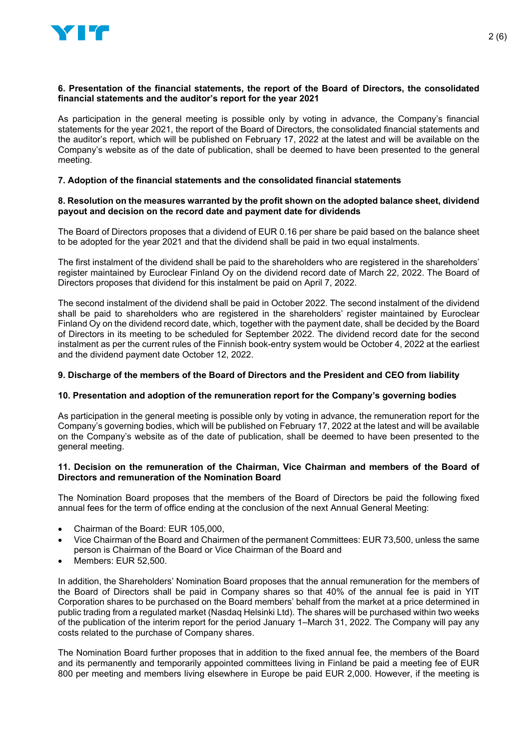**6. Presentation of the financial statements, the report of the Board of Directors, the consolidated financial statements and the auditor's report for the year 2021**

As participation in the general meeting is possible only by voting in advance, the Company's financial statements for the year 2021, the report of the Board of Directors, the consolidated financial statements and the auditor's report, which will be published on February 17, 2022 at the latest and will be available on the Company's website as of the date of publication, shall be deemed to have been presented to the general meeting.

**7. Adoption of the financial statements and the consolidated financial statements**

**8. Resolution on the measures warranted by the profit shown on the adopted balance sheet, dividend payout and decision on the record date and payment date for dividends**

The Board of Directors proposes that a dividend of EUR 0.16 per share be paid based on the balance sheet to be adopted for the year 2021 and that the dividend shall be paid in two equal instalments.

The first instalment of the dividend shall be paid to the shareholders who are registered in the shareholders' register maintained by Euroclear Finland Oy on the dividend record date of March 22, 2022. The Board of Directors proposes that dividend for this instalment be paid on April 7, 2022.

The second instalment of the dividend shall be paid in October 2022. The second instalment of the dividend shall be paid to shareholders who are registered in the shareholders' register maintained by Euroclear Finland Oy on the dividend record date, which, together with the payment date, shall be decided by the Board of Directors in its meeting to be scheduled for September 2022. The dividend record date for the second instalment as per the current rules of the Finnish book-entry system would be October 4, 2022 at the earliest and the dividend payment date October 12, 2022.

**9. Discharge of the members of the Board of Directors and the President and CEO from liability**

**10. Presentation and adoption of the remuneration report for the Company's governing bodies**

As participation in the general meeting is possible only by voting in advance, the remuneration report for the Company's governing bodies, which will be published on February 17, 2022 at the latest and will be available on the Company's website as of the date of publication, shall be deemed to have been presented to the general meeting.

**11. Decision on the remuneration of the Chairman, Vice Chairman and members of the Board of Directors and remuneration of the Nomination Board**

The Nomination Board proposes that the members of the Board of Directors be paid the following fixed annual fees for the term of office ending at the conclusion of the next Annual General Meeting:

- Chairman of the Board: EUR 105,000,
- Vice Chairman of the Board and Chairmen of the permanent Committees: EUR 73,500, unless the same person is Chairman of the Board or Vice Chairman of the Board and
- Members: EUR 52,500.

In addition, the Shareholders' Nomination Board proposes that the annual remuneration for the members of the Board of Directors shall be paid in Company shares so that 40% of the annual fee is paid in YIT Corporation shares to be purchased on the Board members' behalf from the market at a price determined in public trading from a regulated market (Nasdaq Helsinki Ltd). The shares will be purchased within two weeks of the publication of the interim report for the period January 1–March 31, 2022. The Company will pay any costs related to the purchase of Company shares.

The Nomination Board further proposes that in addition to the fixed annual fee, the members of the Board and its permanently and temporarily appointed committees living in Finland be paid a meeting fee of EUR 800 per meeting and members living elsewhere in Europe be paid EUR 2,000. However, if the meeting is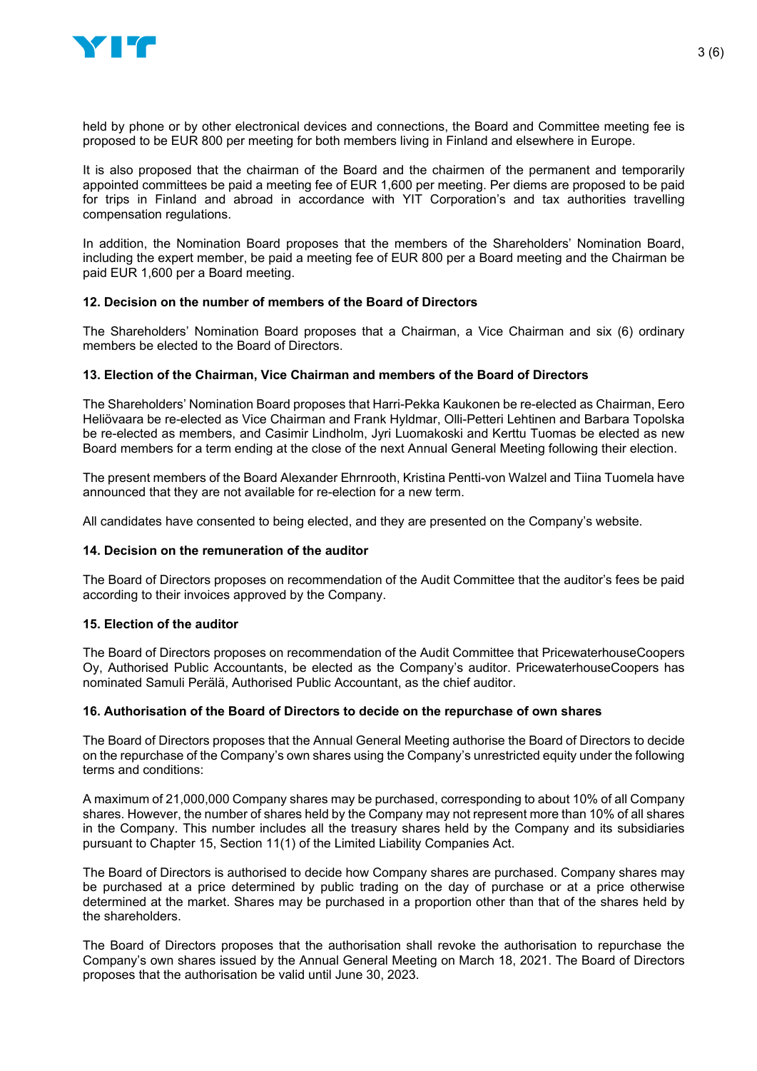held by phone or by other electronical devices and connections, the Board and Committee meeting fee is proposed to be EUR 800 per meeting for both members living in Finland and elsewhere in Europe.

It is also proposed that the chairman of the Board and the chairmen of the permanent and temporarily appointed committees be paid a meeting fee of EUR 1,600 per meeting. Per diems are proposed to be paid for trips in Finland and abroad in accordance with YIT Corporation's and tax authorities travelling compensation regulations.

In addition, the Nomination Board proposes that the members of the Shareholders' Nomination Board, including the expert member, be paid a meeting fee of EUR 800 per a Board meeting and the Chairman be paid EUR 1,600 per a Board meeting.

**12. Decision on the number of members of the Board of Directors**

The Shareholders' Nomination Board proposes that a Chairman, a Vice Chairman and six (6) ordinary members be elected to the Board of Directors.

**13. Election of the Chairman, Vice Chairman and members of the Board of Directors**

The Shareholders' Nomination Board proposes that Harri-Pekka Kaukonen be re-elected as Chairman, Eero Heliövaara be re-elected as Vice Chairman and Frank Hyldmar, Olli-Petteri Lehtinen and Barbara Topolska be re-elected as members, and Casimir Lindholm, Jyri Luomakoski and Kerttu Tuomas be elected as new Board members for a term ending at the close of the next Annual General Meeting following their election.

The present members of the Board Alexander Ehrnrooth, Kristina Pentti-von Walzel and Tiina Tuomela have announced that they are not available for re-election for a new term.

All candidates have consented to being elected, and they are presented on the Company's website.

**14. Decision on the remuneration of the auditor**

The Board of Directors proposes on recommendation of the Audit Committee that the auditor's fees be paid according to their invoices approved by the Company.

**15. Election of the auditor**

The Board of Directors proposes on recommendation of the Audit Committee that PricewaterhouseCoopers Oy, Authorised Public Accountants, be elected as the Company's auditor. PricewaterhouseCoopers has nominated Samuli Perälä, Authorised Public Accountant, as the chief auditor.

**16. Authorisation of the Board of Directors to decide on the repurchase of own shares**

The Board of Directors proposes that the Annual General Meeting authorise the Board of Directors to decide on the repurchase of the Company's own shares using the Company's unrestricted equity under the following terms and conditions:

A maximum of 21,000,000 Company shares may be purchased, corresponding to about 10% of all Company shares. However, the number of shares held by the Company may not represent more than 10% of all shares in the Company. This number includes all the treasury shares held by the Company and its subsidiaries pursuant to Chapter 15, Section 11(1) of the Limited Liability Companies Act.

The Board of Directors is authorised to decide how Company shares are purchased. Company shares may be purchased at a price determined by public trading on the day of purchase or at a price otherwise determined at the market. Shares may be purchased in a proportion other than that of the shares held by the shareholders.

The Board of Directors proposes that the authorisation shall revoke the authorisation to repurchase the Company's own shares issued by the Annual General Meeting on March 18, 2021. The Board of Directors proposes that the authorisation be valid until June 30, 2023.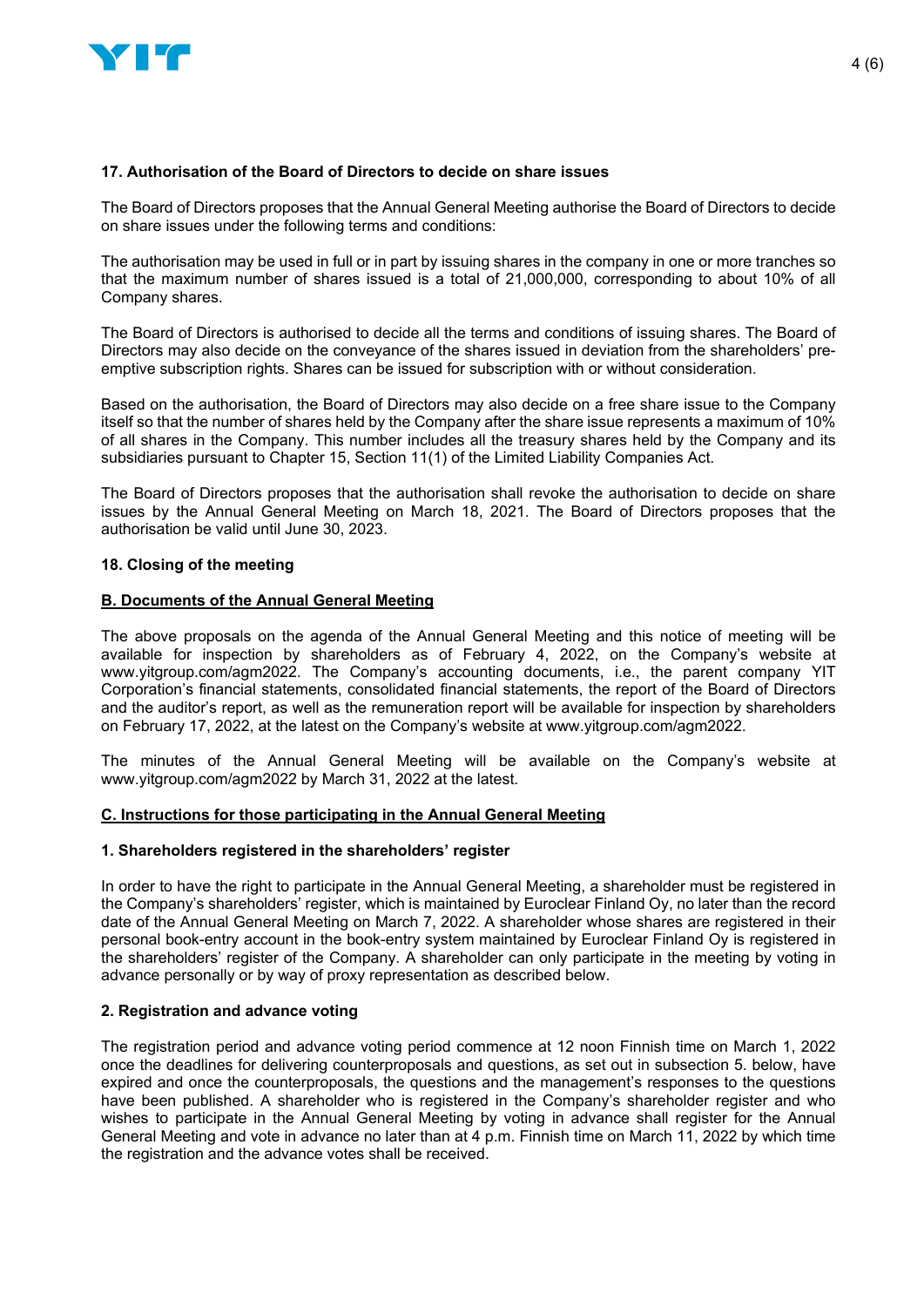**17. Authorisation of the Board of Directors to decide on share issues**

The Board of Directors proposes that the Annual General Meeting authorise the Board of Directors to decide on share issues under the following terms and conditions:

The authorisation may be used in full or in part by issuing shares in the company in one or more tranches so that the maximum number of shares issued is a total of 21,000,000, corresponding to about 10% of all Company shares.

The Board of Directors is authorised to decide all the terms and conditions of issuing shares. The Board of Directors may also decide on the conveyance of the shares issued in deviation from the shareholders' pre-emptive subscription rights. Shares can be issued for subscription with or without consideration.

Based on the authorisation, the Board of Directors may also decide on a free share issue to the Company itself so that the number of shares held by the Company after the share issue represents a maximum of 10% of all shares in the Company. This number includes all the treasury shares held by the Company and its subsidiaries pursuant to Chapter 15, Section 11(1) of the Limited Liability Companies Act.

The Board of Directors proposes that the authorisation shall revoke the authorisation to decide on share issues by the Annual General Meeting on March 18, 2021. The Board of Directors proposes that the authorisation be valid until June 30, 2023.

**18. Closing of the meeting**

## B. Documents of the Annual General Meeting

The above proposals on the agenda of the Annual General Meeting and this notice of meeting will be available for inspection by shareholders as of February 4, 2022, on the Company's website at www.yitgroup.com/agm2022. The Company's accounting documents, i.e., the parent company YIT Corporation's financial statements, consolidated financial statements, the report of the Board of Directors and the auditor's report, as well as the remuneration report will be available for inspection by shareholders on February 17, 2022, at the latest on the Company's website at www.yitgroup.com/agm2022.

The minutes of the Annual General Meeting will be available on the Company's website at www.yitgroup.com/agm2022 by March 31, 2022 at the latest.

## C. Instructions for those participating in the Annual General Meeting

**1. Shareholders registered in the shareholders' register**

In order to have the right to participate in the Annual General Meeting, a shareholder must be registered in the Company's shareholders' register, which is maintained by Euroclear Finland Oy, no later than the record date of the Annual General Meeting on March 7, 2022. A shareholder whose shares are registered in their personal book-entry account in the book-entry system maintained by Euroclear Finland Oy is registered in the shareholders' register of the Company. A shareholder can only participate in the meeting by voting in advance personally or by way of proxy representation as described below.

**2. Registration and advance voting**

The registration period and advance voting period commence at 12 noon Finnish time on March 1, 2022 once the deadlines for delivering counterproposals and questions, as set out in subsection 5. below, have expired and once the counterproposals, the questions and the management's responses to the questions have been published. A shareholder who is registered in the Company's shareholder register and who wishes to participate in the Annual General Meeting by voting in advance shall register for the Annual General Meeting and vote in advance no later than at 4 p.m. Finnish time on March 11, 2022 by which time the registration and the advance votes shall be received.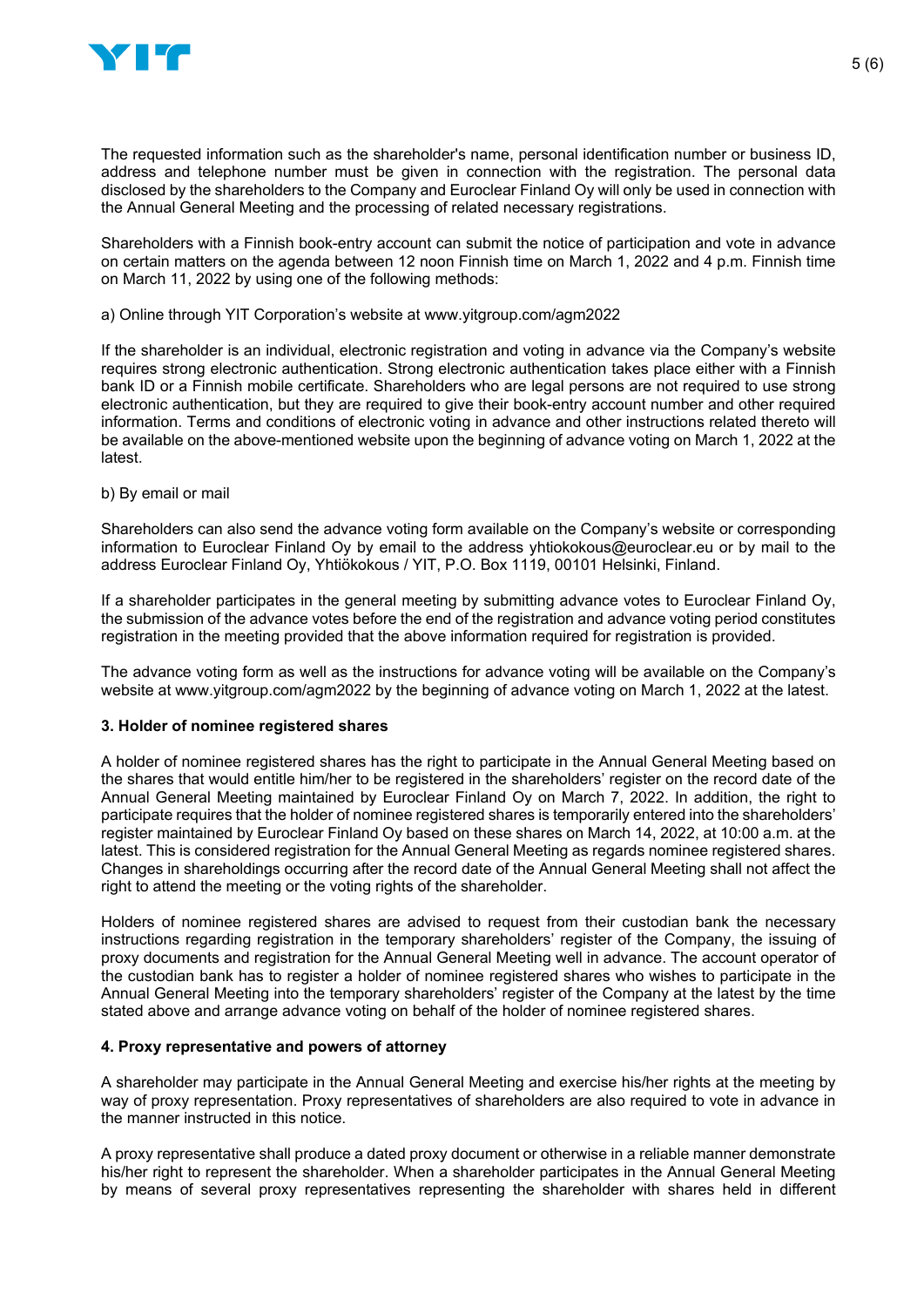The requested information such as the shareholder's name, personal identification number or business ID, address and telephone number must be given in connection with the registration. The personal data disclosed by the shareholders to the Company and Euroclear Finland Oy will only be used in connection with the Annual General Meeting and the processing of related necessary registrations.

Shareholders with a Finnish book-entry account can submit the notice of participation and vote in advance on certain matters on the agenda between 12 noon Finnish time on March 1, 2022 and 4 p.m. Finnish time on March 11, 2022 by using one of the following methods:

a) Online through YIT Corporation's website at www.yitgroup.com/agm2022

If the shareholder is an individual, electronic registration and voting in advance via the Company's website requires strong electronic authentication. Strong electronic authentication takes place either with a Finnish bank ID or a Finnish mobile certificate. Shareholders who are legal persons are not required to use strong electronic authentication, but they are required to give their book-entry account number and other required information. Terms and conditions of electronic voting in advance and other instructions related thereto will be available on the above-mentioned website upon the beginning of advance voting on March 1, 2022 at the latest.

b) By email or mail

Shareholders can also send the advance voting form available on the Company's website or corresponding information to Euroclear Finland Oy by email to the address yhtiokokous@euroclear.eu or by mail to the address Euroclear Finland Oy, Yhtiökokous / YIT, P.O. Box 1119, 00101 Helsinki, Finland.

If a shareholder participates in the general meeting by submitting advance votes to Euroclear Finland Oy, the submission of the advance votes before the end of the registration and advance voting period constitutes registration in the meeting provided that the above information required for registration is provided.

The advance voting form as well as the instructions for advance voting will be available on the Company's website at www.yitgroup.com/agm2022 by the beginning of advance voting on March 1, 2022 at the latest.

**3. Holder of nominee registered shares**

A holder of nominee registered shares has the right to participate in the Annual General Meeting based on the shares that would entitle him/her to be registered in the shareholders' register on the record date of the Annual General Meeting maintained by Euroclear Finland Oy on March 7, 2022. In addition, the right to participate requires that the holder of nominee registered shares is temporarily entered into the shareholders' register maintained by Euroclear Finland Oy based on these shares on March 14, 2022, at 10:00 a.m. at the latest. This is considered registration for the Annual General Meeting as regards nominee registered shares. Changes in shareholdings occurring after the record date of the Annual General Meeting shall not affect the right to attend the meeting or the voting rights of the shareholder.

Holders of nominee registered shares are advised to request from their custodian bank the necessary instructions regarding registration in the temporary shareholders' register of the Company, the issuing of proxy documents and registration for the Annual General Meeting well in advance. The account operator of the custodian bank has to register a holder of nominee registered shares who wishes to participate in the Annual General Meeting into the temporary shareholders' register of the Company at the latest by the time stated above and arrange advance voting on behalf of the holder of nominee registered shares.

**4. Proxy representative and powers of attorney**

A shareholder may participate in the Annual General Meeting and exercise his/her rights at the meeting by way of proxy representation. Proxy representatives of shareholders are also required to vote in advance in the manner instructed in this notice.

A proxy representative shall produce a dated proxy document or otherwise in a reliable manner demonstrate his/her right to represent the shareholder. When a shareholder participates in the Annual General Meeting by means of several proxy representatives representing the shareholder with shares held in different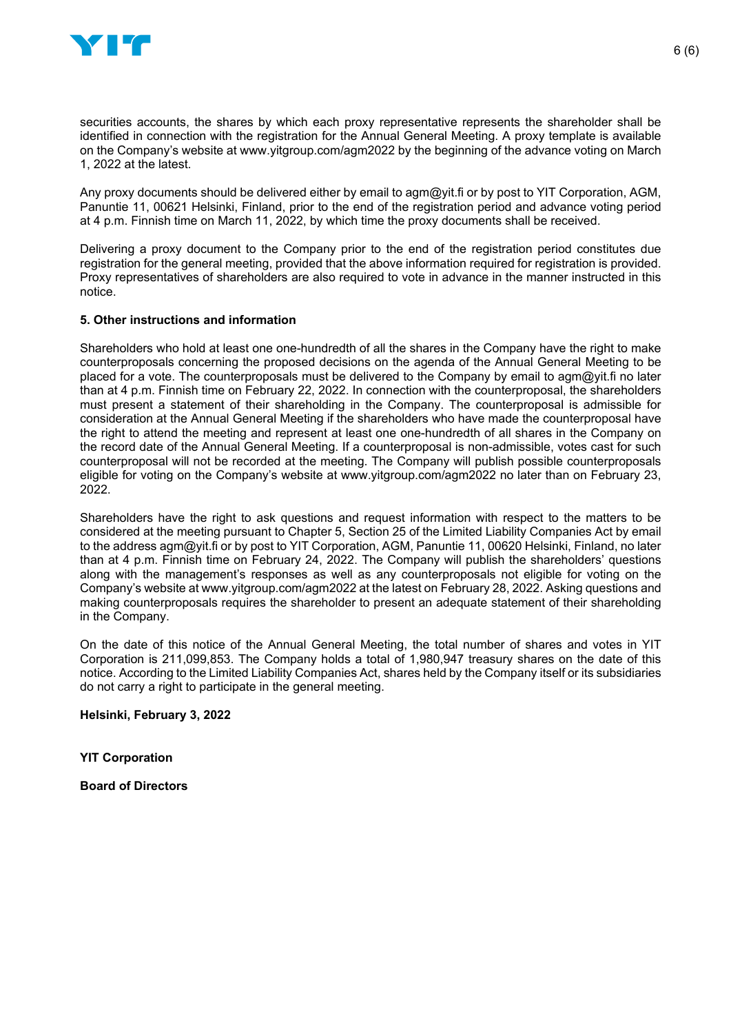securities accounts, the shares by which each proxy representative represents the shareholder shall be identified in connection with the registration for the Annual General Meeting. A proxy template is available on the Company's website at www.yitgroup.com/agm2022 by the beginning of the advance voting on March 1, 2022 at the latest.

Any proxy documents should be delivered either by email to agm@yit.fi or by post to YIT Corporation, AGM, Panuntie 11, 00621 Helsinki, Finland, prior to the end of the registration period and advance voting period at 4 p.m. Finnish time on March 11, 2022, by which time the proxy documents shall be received.

Delivering a proxy document to the Company prior to the end of the registration period constitutes due registration for the general meeting, provided that the above information required for registration is provided. Proxy representatives of shareholders are also required to vote in advance in the manner instructed in this notice.

**5. Other instructions and information**

Shareholders who hold at least one one-hundredth of all the shares in the Company have the right to make counterproposals concerning the proposed decisions on the agenda of the Annual General Meeting to be placed for a vote. The counterproposals must be delivered to the Company by email to agm@yit.fi no later than at 4 p.m. Finnish time on February 22, 2022. In connection with the counterproposal, the shareholders must present a statement of their shareholding in the Company. The counterproposal is admissible for consideration at the Annual General Meeting if the shareholders who have made the counterproposal have the right to attend the meeting and represent at least one one-hundredth of all shares in the Company on the record date of the Annual General Meeting. If a counterproposal is non-admissible, votes cast for such counterproposal will not be recorded at the meeting. The Company will publish possible counterproposals eligible for voting on the Company's website at www.yitgroup.com/agm2022 no later than on February 23, 2022.

Shareholders have the right to ask questions and request information with respect to the matters to be considered at the meeting pursuant to Chapter 5, Section 25 of the Limited Liability Companies Act by email to the address agm@yit.fi or by post to YIT Corporation, AGM, Panuntie 11, 00620 Helsinki, Finland, no later than at 4 p.m. Finnish time on February 24, 2022. The Company will publish the shareholders' questions along with the management's responses as well as any counterproposals not eligible for voting on the Company's website at www.yitgroup.com/agm2022 at the latest on February 28, 2022. Asking questions and making counterproposals requires the shareholder to present an adequate statement of their shareholding in the Company.

On the date of this notice of the Annual General Meeting, the total number of shares and votes in YIT Corporation is 211,099,853. The Company holds a total of 1,980,947 treasury shares on the date of this notice. According to the Limited Liability Companies Act, shares held by the Company itself or its subsidiaries do not carry a right to participate in the general meeting.

**Helsinki, February 3, 2022**

**YIT Corporation**

**Board of Directors**